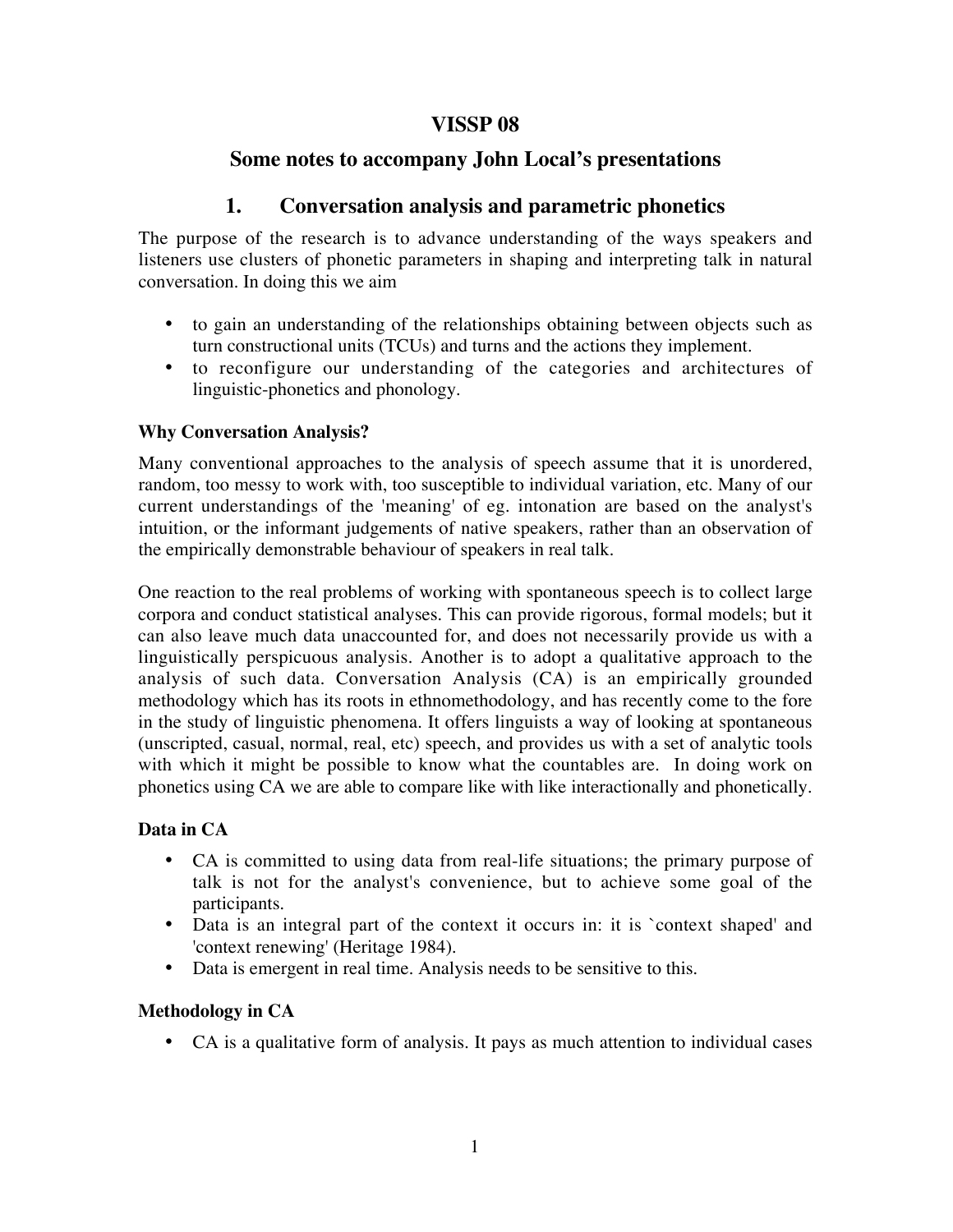# VISSP 08

## Some notes to accompany John Local's presentations

## 1. Conversation analysis and parametric phonetics

The purpose of the research is to advance understanding of the ways speakers and listeners use clusters of phonetic parameters in shaping and interpreting talk in natural conversation. In doing this we aim

- to gain an understanding of the relationships obtaining between objects such as turn constructional units (TCUs) and turns and the actions they implement.
- to reconfigure our understanding of the categories and architectures of linguistic-phonetics and phonology.

### Why Conversation Analysis?

Many conventional approaches to the analysis of speech assume that it is unordered, random, too messy to work with, too susceptible to individual variation, etc. Many of our current understandings of the 'meaning' of eg. intonation are based on the analyst's intuition, or the informant judgements of native speakers, rather than an observation of the empirically demonstrable behaviour of speakers in real talk.

One reaction to the real problems of working with spontaneous speech is to collect large corpora and conduct statistical analyses. This can provide rigorous, formal models; but it can also leave much data unaccounted for, and does not necessarily provide us with a linguistically perspicuous analysis. Another is to adopt a qualitative approach to the analysis of such data. Conversation Analysis (CA) is an empirically grounded methodology which has its roots in ethnomethodology, and has recently come to the fore in the study of linguistic phenomena. It offers linguists a way of looking at spontaneous (unscripted, casual, normal, real, etc) speech, and provides us with a set of analytic tools with which it might be possible to know what the countables are. In doing work on phonetics using CA we are able to compare like with like interactionally and phonetically.

### Data in CA

- CA is committed to using data from real-life situations; the primary purpose of talk is not for the analyst's convenience, but to achieve some goal of the participants.
- Data is an integral part of the context it occurs in: it is `context shaped' and 'context renewing' (Heritage 1984).
- Data is emergent in real time. Analysis needs to be sensitive to this.

### Methodology in CA

- CA is a qualitative form of analysis. It pays as much attention to individual cases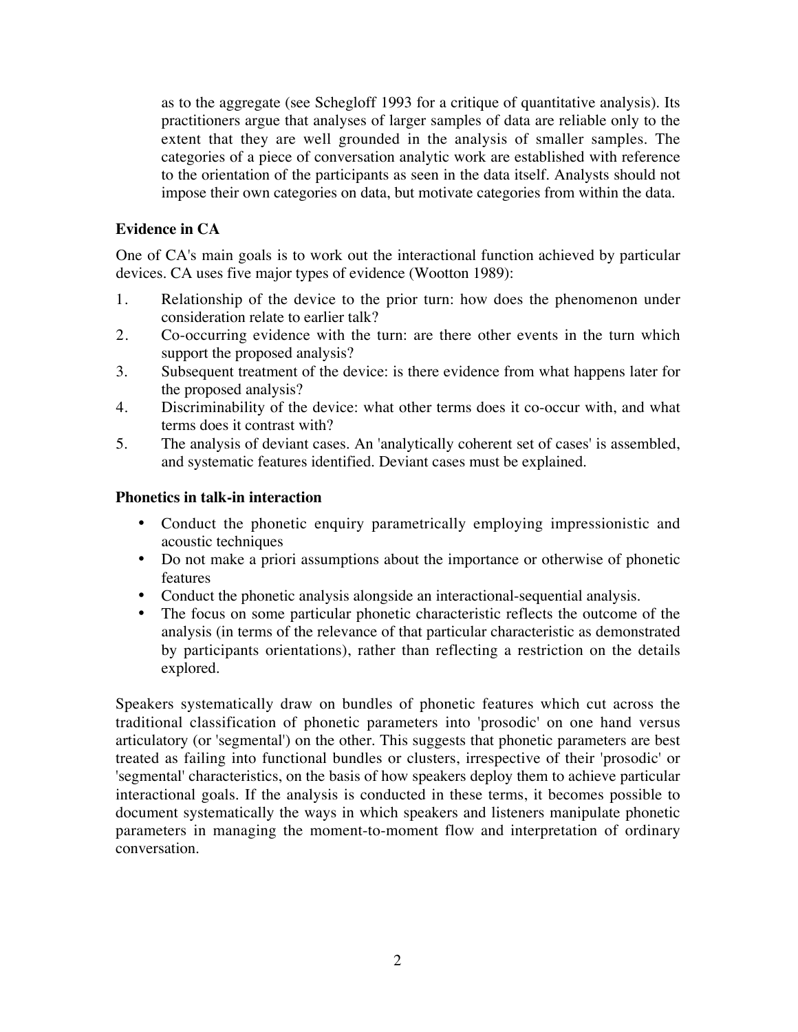as to the aggregate (see Schegloff 1993 for a critique of quantitative analysis). Its practitioners argue that analyses of larger samples of data are reliable only to the extent that they are well grounded in the analysis of smaller samples. The categories of a piece of conversation analytic work are established with reference to the orientation of the participants as seen in the data itself. Analysts should not impose their own categories on data, but motivate categories from within the data.

### Evidence in CA

One of CA's main goals is to work out the interactional function achieved by particular devices. CA uses five major types of evidence (Wootton 1989):

1. Relationship of the device to the prior turn: how does the phenomenon under consideration relate to earlier talk?
2. Co-occurring evidence with the turn: are there other events in the turn which support the proposed analysis?
3. Subsequent treatment of the device: is there evidence from what happens later for the proposed analysis?
4. Discriminability of the device: what other terms does it co-occur with, and what terms does it contrast with?
5. The analysis of deviant cases. An 'analytically coherent set of cases' is assembled, and systematic features identified. Deviant cases must be explained.

### Phonetics in talk-in interaction

- Conduct the phonetic enquiry parametrically employing impressionistic and acoustic techniques
- Do not make a priori assumptions about the importance or otherwise of phonetic features
- Conduct the phonetic analysis alongside an interactional-sequential analysis.
- The focus on some particular phonetic characteristic reflects the outcome of the analysis (in terms of the relevance of that particular characteristic as demonstrated by participants orientations), rather than reflecting a restriction on the details explored.

Speakers systematically draw on bundles of phonetic features which cut across the traditional classification of phonetic parameters into 'prosodic' on one hand versus articulatory (or 'segmental') on the other. This suggests that phonetic parameters are best treated as failing into functional bundles or clusters, irrespective of their 'prosodic' or 'segmental' characteristics, on the basis of how speakers deploy them to achieve particular interactional goals. If the analysis is conducted in these terms, it becomes possible to document systematically the ways in which speakers and listeners manipulate phonetic parameters in managing the moment-to-moment flow and interpretation of ordinary conversation.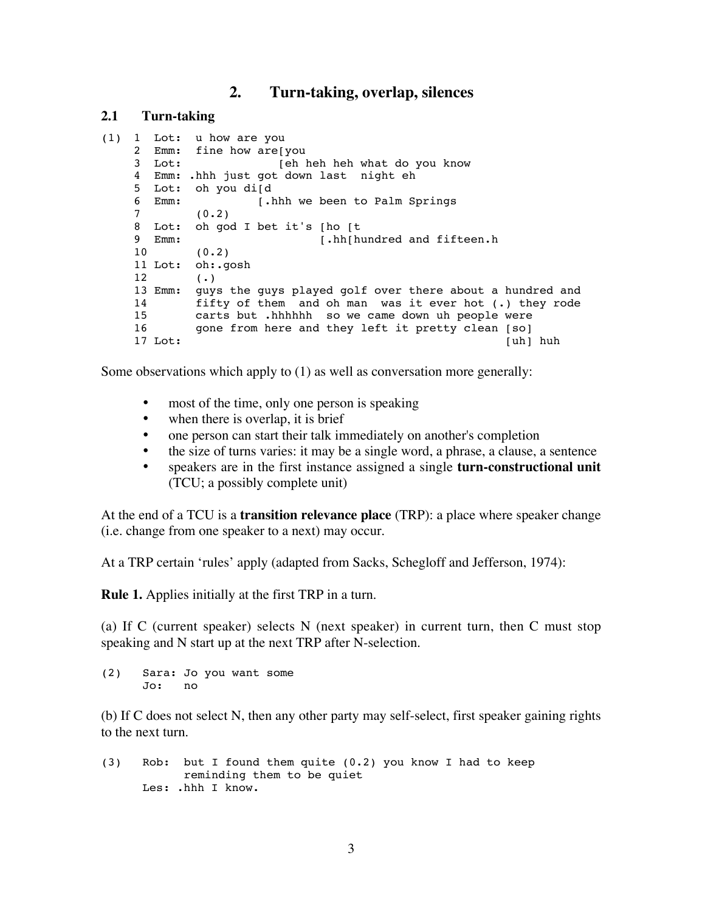# 2. Turn-taking, overlap, silences

## 2.1 Turn-taking

```
(1)  1  Lot:  u how are you
     2  Emm:  fine how are[you
     3  Lot:               [eh heh heh what do you know
     4  Emm: .hhh just got down last  night eh
     5  Lot:  oh you di[d
     6  Emm:           [.hhh we been to Palm Springs
     7        (0.2)
     8  Lot:  oh god I bet it's [ho [t
     9  Emm:                        [.hh[hundred and fifteen.h
     10       (0.2)
     11 Lot:  oh:.gosh
     12       (.)
     13 Emm:  guys the guys played golf over there about a hundred and
     14       fifty of them  and oh man  was it ever hot (.) they rode
     15       carts but .hhhhhh  so we came down uh people were
     16       gone from here and they left it pretty clean [so]
     17 Lot:                                               [uh] huh
```

Some observations which apply to (1) as well as conversation more generally:

- most of the time, only one person is speaking
- when there is overlap, it is brief
- one person can start their talk immediately on another's completion
- the size of turns varies: it may be a single word, a phrase, a clause, a sentence
- speakers are in the first instance assigned a single **turn-constructional unit** (TCU; a possibly complete unit)

At the end of a TCU is a **transition relevance place** (TRP): a place where speaker change (i.e. change from one speaker to a next) may occur.

At a TRP certain 'rules' apply (adapted from Sacks, Schegloff and Jefferson, 1974):

**Rule 1.** Applies initially at the first TRP in a turn.

(a) If C (current speaker) selects N (next speaker) in current turn, then C must stop speaking and N start up at the next TRP after N-selection.

```
(2)   Sara: Jo you want some
      Jo:   no
```

(b) If C does not select N, then any other party may self-select, first speaker gaining rights to the next turn.

```
(3)   Rob:  but I found them quite (0.2) you know I had to keep
            reminding them to be quiet
      Les: .hhh I know.
```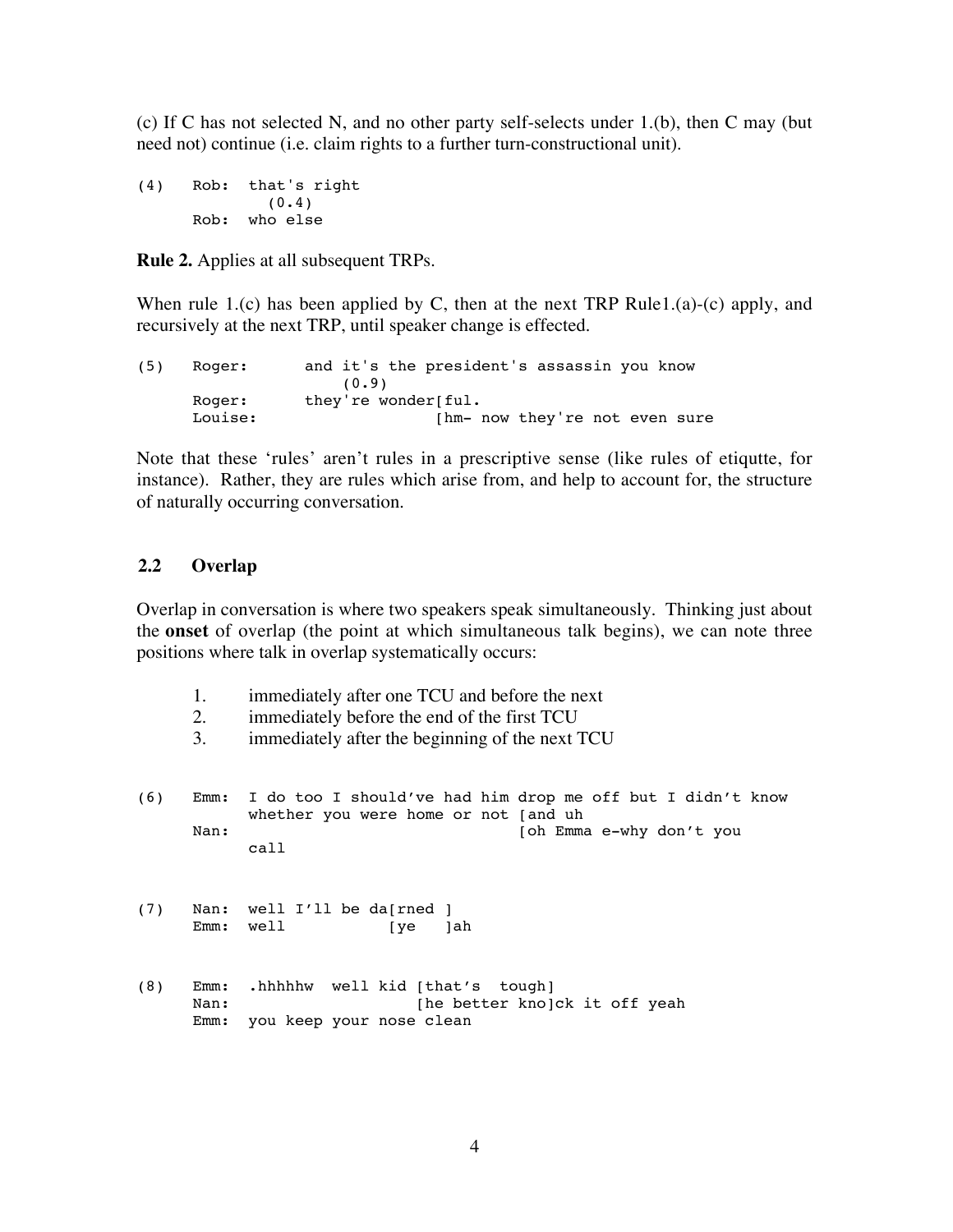(c) If C has not selected N, and no other party self-selects under 1.(b), then C may (but need not) continue (i.e. claim rights to a further turn-constructional unit).

```
(4)    Rob:  that's right
             (0.4)
       Rob:  who else
```

**Rule 2.** Applies at all subsequent TRPs.

When rule 1.(c) has been applied by C, then at the next TRP Rule1.(a)-(c) apply, and recursively at the next TRP, until speaker change is effected.

```
(5)    Roger:      and it's the president's assassin you know
                       (0.9)
       Roger:      they're wonder[ful.
       Louise:                   [hm- now they're not even sure
```

Note that these 'rules' aren't rules in a prescriptive sense (like rules of etiqutte, for instance). Rather, they are rules which arise from, and help to account for, the structure of naturally occurring conversation.

## 2.2 Overlap

Overlap in conversation is where two speakers speak simultaneously. Thinking just about the **onset** of overlap (the point at which simultaneous talk begins), we can note three positions where talk in overlap systematically occurs:

1. immediately after one TCU and before the next
2. immediately before the end of the first TCU
3. immediately after the beginning of the next TCU

```
(6)    Emm:  I do too I should've had him drop me off but I didn't know
             whether you were home or not [and uh
       Nan:                               [oh Emma e-why don't you
             call


(7)    Nan:  well I'll be da[rned ]
       Emm:  well           [ye   ]ah


(8)    Emm:  .hhhhhw  well kid [that's  tough]
       Nan:                    [he better kno]ck it off yeah
       Emm:  you keep your nose clean
```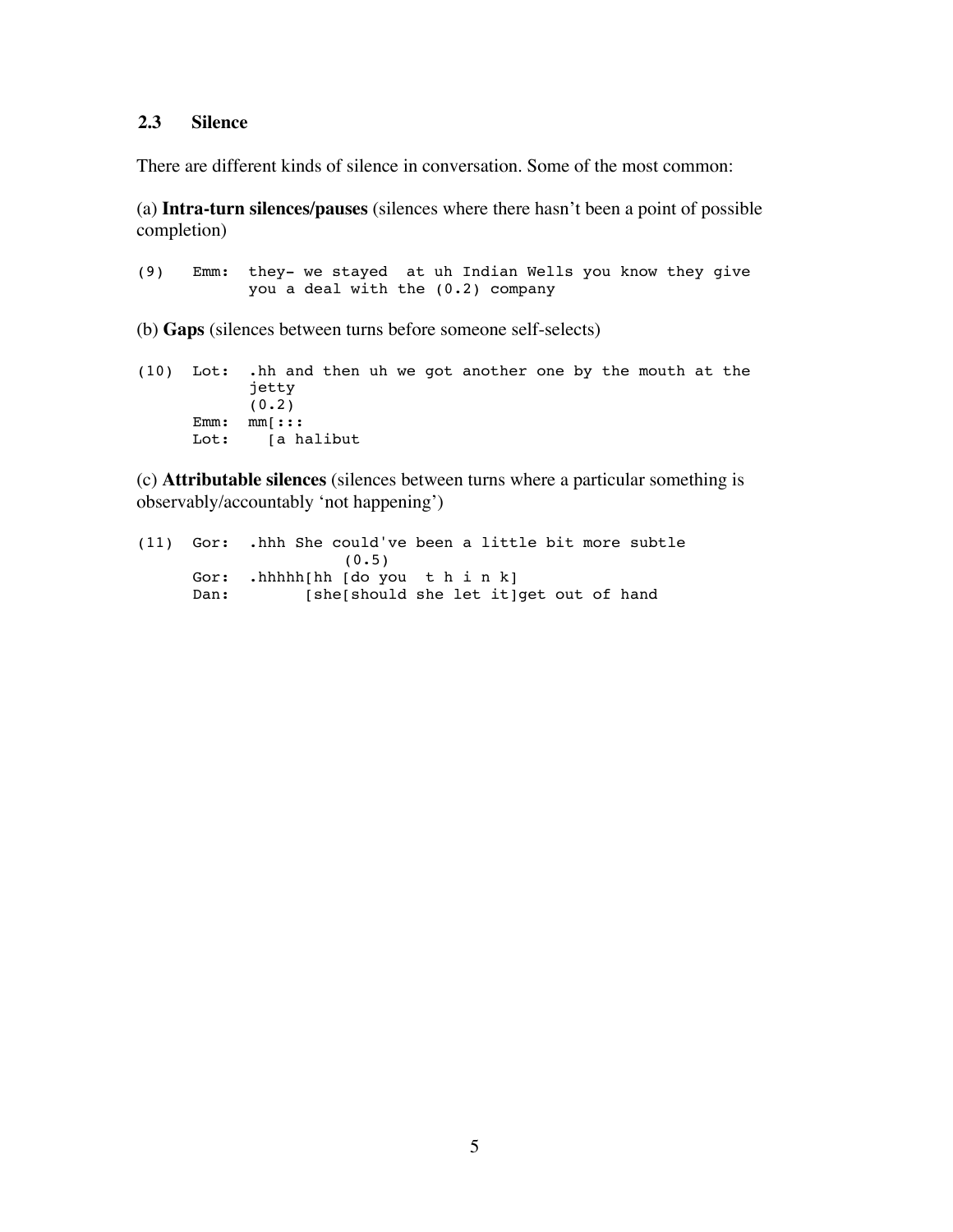### 2.3 Silence

There are different kinds of silence in conversation. Some of the most common:

(a) **Intra-turn silences/pauses** (silences where there hasn't been a point of possible completion)

```
(9)    Emm:  they- we stayed  at uh Indian Wells you know they give
             you a deal with the (0.2) company
```

(b) **Gaps** (silences between turns before someone self-selects)

```
(10)   Lot:  .hh and then uh we got another one by the mouth at the
             jetty
             (0.2)
       Emm:  mm[:::
       Lot:    [a halibut
```

(c) **Attributable silences** (silences between turns where a particular something is observably/accountably 'not happening')

```
(11)   Gor:  .hhh She could've been a little bit more subtle
                         (0.5)
       Gor:  .hhhhh[hh [do you  t h i n k]
       Dan:        [she[should she let it]get out of hand
```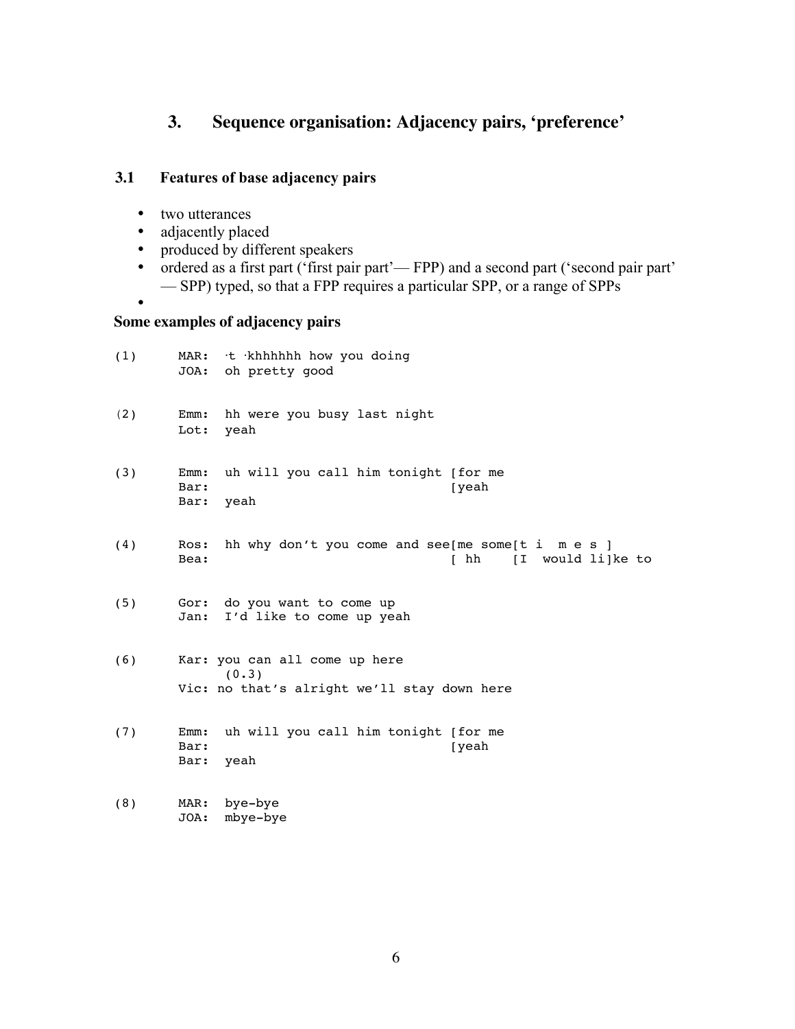## 3. Sequence organisation: Adjacency pairs, 'preference'

### 3.1 Features of base adjacency pairs

- two utterances
- adjacently placed
- produced by different speakers
- ordered as a first part ('first pair part'— FPP) and a second part ('second pair part' — SPP) typed, so that a FPP requires a particular SPP, or a range of SPPs
- 

**Some examples of adjacency pairs**

```
(1)     MAR:  ·t ·khhhhhh how you doing
        JOA:  oh pretty good


(2)     Emm:  hh were you busy last night
        Lot:  yeah


(3)     Emm:  uh will you call him tonight [for me
        Bar:                               [yeah
        Bar:  yeah


(4)     Ros:  hh why don't you come and see[me some[t i  m e s ]
        Bea:                               [ hh    [I  would li]ke to


(5)     Gor:  do you want to come up
        Jan:  I'd like to come up yeah


(6)     Kar: you can all come up here
              (0.3)
        Vic: no that's alright we'll stay down here


(7)     Emm:  uh will you call him tonight [for me
        Bar:                               [yeah
        Bar:  yeah


(8)     MAR:  bye-bye
        JOA:  mbye-bye
```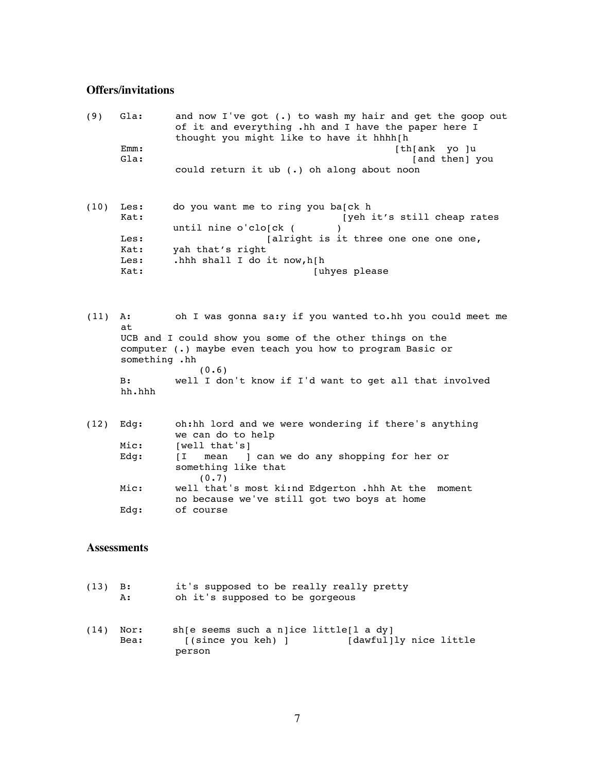### Offers/invitations

```
(9)   Gla:    and now I've got (.) to wash my hair and get the goop out
              of it and everything .hh and I have the paper here I
              thought you might like to have it hhhh[h
      Emm:                                              [th[ank  yo ]u
      Gla:                                                 [and then] you
              could return it ub (.) oh along about noon
```

```
(10)  Les:    do you want me to ring you ba[ck h
      Kat:                                 [yeh it's still cheap rates
              until nine o'clo[ck (       )
      Les:                    [alright is it three one one one one,
      Kat:    yah that's right
      Les:    .hhh shall I do it now,h[h
      Kat:                            [uhyes please
```

```
(11)  A:      oh I was gonna sa:y if you wanted to.hh you could meet me
      at
      UCB and I could show you some of the other things on the
      computer (.) maybe even teach you how to program Basic or
      something .hh
                  (0.6)
      B:      well I don't know if I'd want to get all that involved
      hh.hhh
```

```
(12)  Edg:    oh:hh lord and we were wondering if there's anything
              we can do to help
      Mic:    [well that's]
      Edg:    [I   mean   ] can we do any shopping for her or
              something like that
                  (0.7)
      Mic:    well that's most ki:nd Edgerton .hhh At the  moment
              no because we've still got two boys at home
      Edg:    of course
```

### Assessments

```
(13)  B:      it's supposed to be really really pretty
      A:      oh it's supposed to be gorgeous
```

```
(14)  Nor:    sh[e seems such a n]ice little[l a dy]
      Bea:      [(since you keh) ]          [dawful]ly nice little
              person
```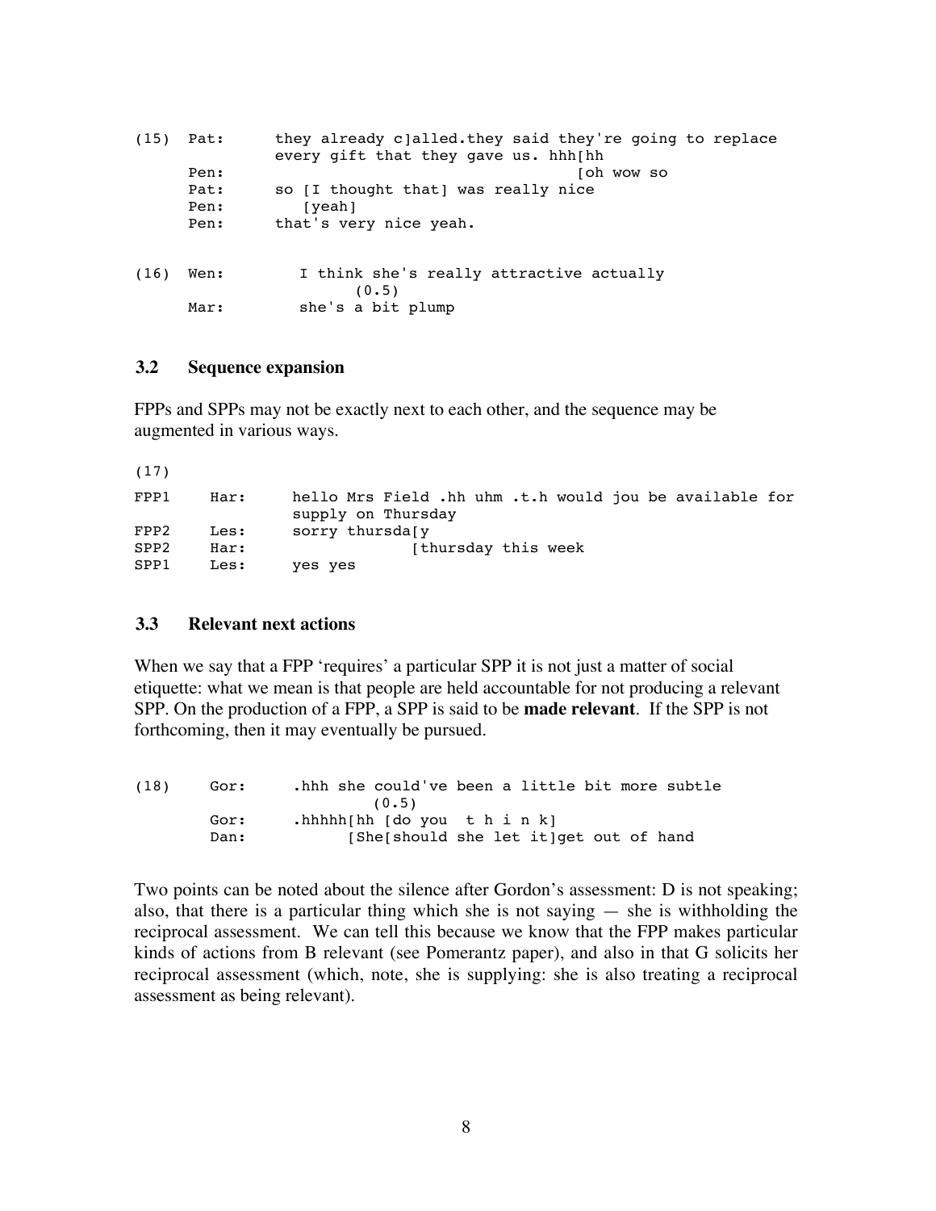```
(15)  Pat:      they already c]alled.they said they're going to replace
                every gift that they gave us. hhh[hh
      Pen:                                       [oh wow so
      Pat:      so [I thought that] was really nice
      Pen:         [yeah]
      Pen:      that's very nice yeah.


(16)  Wen:        I think she's really attractive actually
                        (0.5)
      Mar:        she's a bit plump
```

### 3.2 Sequence expansion

FPPs and SPPs may not be exactly next to each other, and the sequence may be augmented in various ways.

```
(17)

FPP1    Har:    hello Mrs Field .hh uhm .t.h would jou be available for
                supply on Thursday
FPP2    Les:    sorry thursda[y
SPP2    Har:                 [thursday this week
SPP1    Les:    yes yes
```

### 3.3 Relevant next actions

When we say that a FPP 'requires' a particular SPP it is not just a matter of social etiquette: what we mean is that people are held accountable for not producing a relevant SPP. On the production of a FPP, a SPP is said to be **made relevant**. If the SPP is not forthcoming, then it may eventually be pursued.

```
(18)    Gor:    .hhh she could've been a little bit more subtle
                        (0.5)
        Gor:    .hhhhh[hh [do you  t h i n k]
        Dan:            [She[should she let it]get out of hand
```

Two points can be noted about the silence after Gordon's assessment: D is not speaking; also, that there is a particular thing which she is not saying — she is withholding the reciprocal assessment. We can tell this because we know that the FPP makes particular kinds of actions from B relevant (see Pomerantz paper), and also in that G solicits her reciprocal assessment (which, note, she is supplying: she is also treating a reciprocal assessment as being relevant).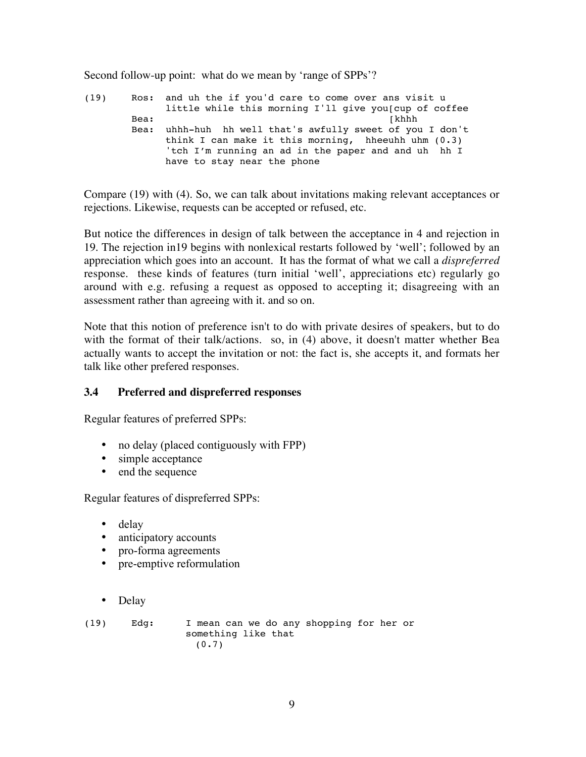Second follow-up point: what do we mean by 'range of SPPs'?

```
(19)    Ros:  and uh the if you'd care to come over ans visit u
              little while this morning I'll give you[cup of coffee
        Bea:                                          [khhh
        Bea:  uhhh-huh  hh well that's awfully sweet of you I don't
              think I can make it this morning,  hheeuhh uhm (0.3)
              'tch I'm running an ad in the paper and and uh  hh I
              have to stay near the phone
```

Compare (19) with (4). So, we can talk about invitations making relevant acceptances or rejections. Likewise, requests can be accepted or refused, etc.

But notice the differences in design of talk between the acceptance in 4 and rejection in 19. The rejection in19 begins with nonlexical restarts followed by 'well'; followed by an appreciation which goes into an account. It has the format of what we call a *dispreferred* response. these kinds of features (turn initial 'well', appreciations etc) regularly go around with e.g. refusing a request as opposed to accepting it; disagreeing with an assessment rather than agreeing with it. and so on.

Note that this notion of preference isn't to do with private desires of speakers, but to do with the format of their talk/actions. so, in (4) above, it doesn't matter whether Bea actually wants to accept the invitation or not: the fact is, she accepts it, and formats her talk like other prefered responses.

### 3.4 Preferred and dispreferred responses

Regular features of preferred SPPs:

- no delay (placed contiguously with FPP)
- simple acceptance
- end the sequence

Regular features of dispreferred SPPs:

- delay
- anticipatory accounts
- pro-forma agreements
- pre-emptive reformulation

- Delay

```
(19)    Edg:     I mean can we do any shopping for her or
                 something like that
                   (0.7)
```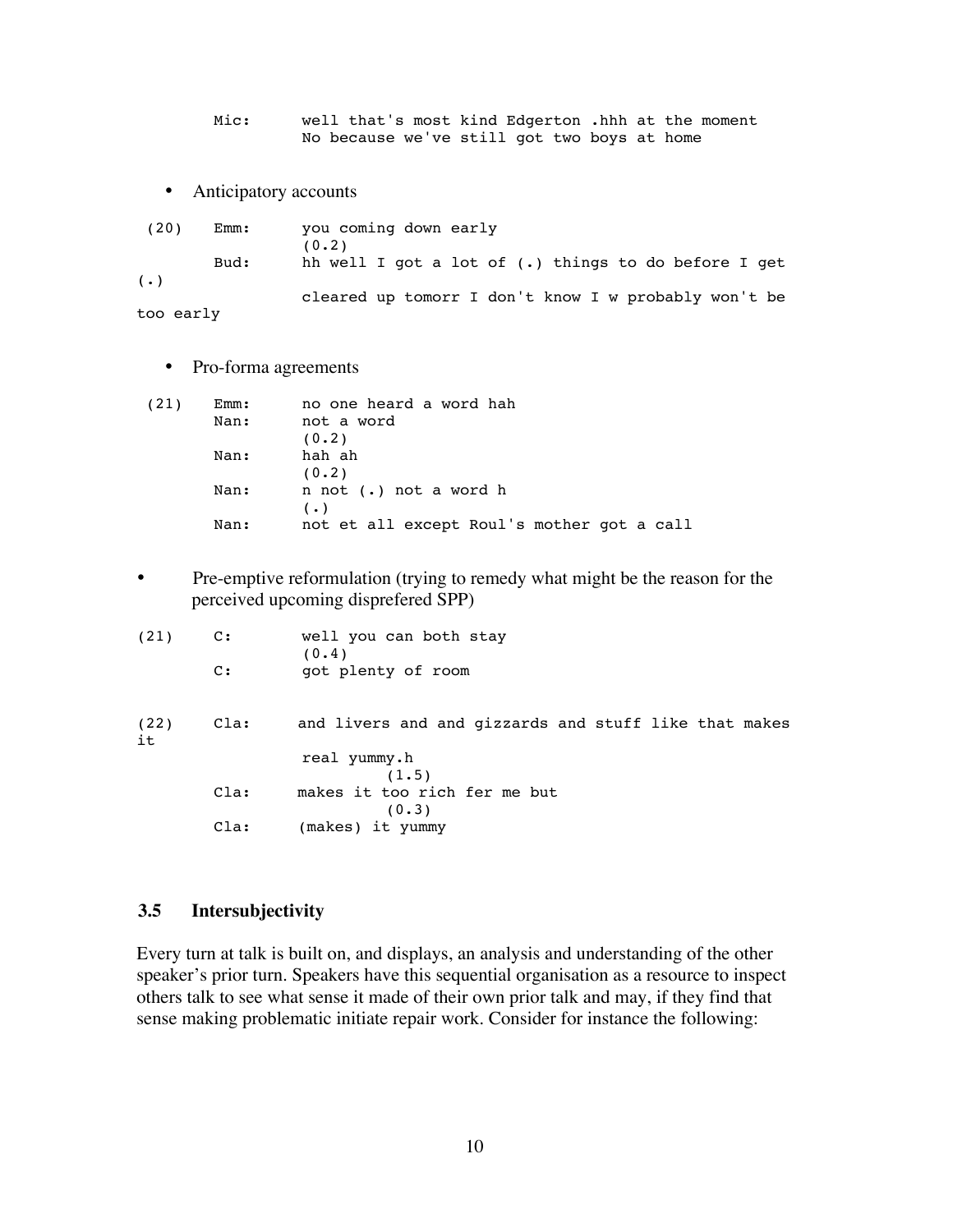```
        Mic:      well that's most kind Edgerton .hhh at the moment
                  No because we've still got two boys at home
```

- Anticipatory accounts

```
 (20)   Emm:      you coming down early
                  (0.2)
        Bud:      hh well I got a lot of (.) things to do before I get
(.)
                  cleared up tomorr I don't know I w probably won't be
too early
```

- Pro-forma agreements

```
 (21)   Emm:      no one heard a word hah
        Nan:      not a word
                  (0.2)
        Nan:      hah ah
                  (0.2)
        Nan:      n not (.) not a word h
                  (.)
        Nan:      not et all except Roul's mother got a call
```

- Pre-emptive reformulation (trying to remedy what might be the reason for the perceived upcoming disprefered SPP)

```
(21)    C:        well you can both stay
                  (0.4)
        C:        got plenty of room


(22)    Cla:     and livers and and gizzards and stuff like that makes
it
                  real yummy.h
                          (1.5)
        Cla:     makes it too rich fer me but
                          (0.3)
        Cla:     (makes) it yummy
```

### 3.5 Intersubjectivity

Every turn at talk is built on, and displays, an analysis and understanding of the other speaker's prior turn. Speakers have this sequential organisation as a resource to inspect others talk to see what sense it made of their own prior talk and may, if they find that sense making problematic initiate repair work. Consider for instance the following: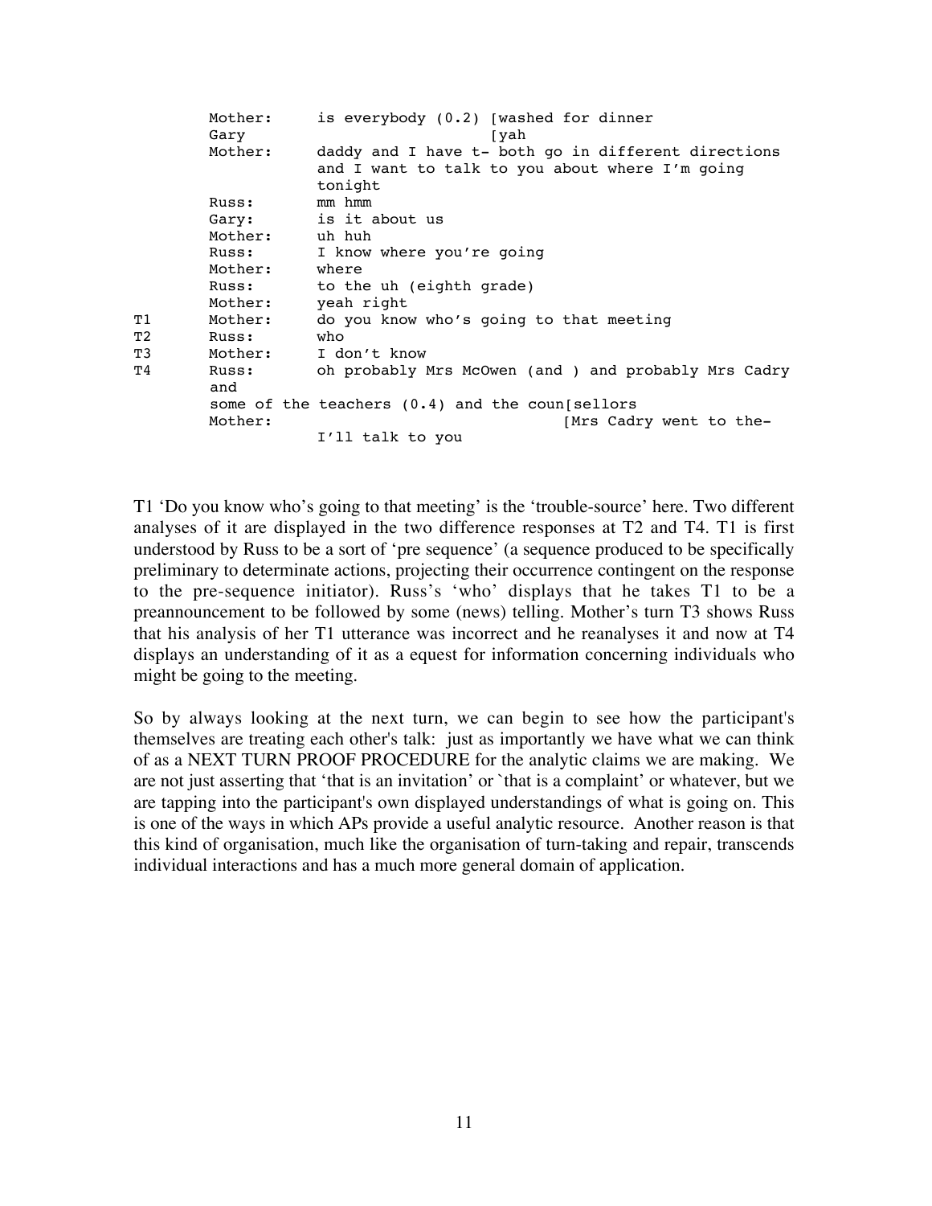```
        Mother:     is everybody (0.2) [washed for dinner
        Gary                           [yah
        Mother:     daddy and I have t- both go in different directions
                    and I want to talk to you about where I'm going
                    tonight
        Russ:       mm hmm
        Gary:       is it about us
        Mother:     uh huh
        Russ:       I know where you're going
        Mother:     where
        Russ:       to the uh (eighth grade)
        Mother:     yeah right
T1      Mother:     do you know who's going to that meeting
T2      Russ:       who
T3      Mother:     I don't know
T4      Russ:       oh probably Mrs McOwen (and ) and probably Mrs Cadry
        and
        some of the teachers (0.4) and the coun[sellors
        Mother:                                [Mrs Cadry went to the-
                    I'll talk to you
```

T1 'Do you know who's going to that meeting' is the 'trouble-source' here. Two different analyses of it are displayed in the two difference responses at T2 and T4. T1 is first understood by Russ to be a sort of 'pre sequence' (a sequence produced to be specifically preliminary to determinate actions, projecting their occurrence contingent on the response to the pre-sequence initiator). Russ's 'who' displays that he takes T1 to be a preannouncement to be followed by some (news) telling. Mother's turn T3 shows Russ that his analysis of her T1 utterance was incorrect and he reanalyses it and now at T4 displays an understanding of it as a equest for information concerning individuals who might be going to the meeting.

So by always looking at the next turn, we can begin to see how the participant's themselves are treating each other's talk: just as importantly we have what we can think of as a NEXT TURN PROOF PROCEDURE for the analytic claims we are making. We are not just asserting that 'that is an invitation' or `that is a complaint' or whatever, but we are tapping into the participant's own displayed understandings of what is going on. This is one of the ways in which APs provide a useful analytic resource. Another reason is that this kind of organisation, much like the organisation of turn-taking and repair, transcends individual interactions and has a much more general domain of application.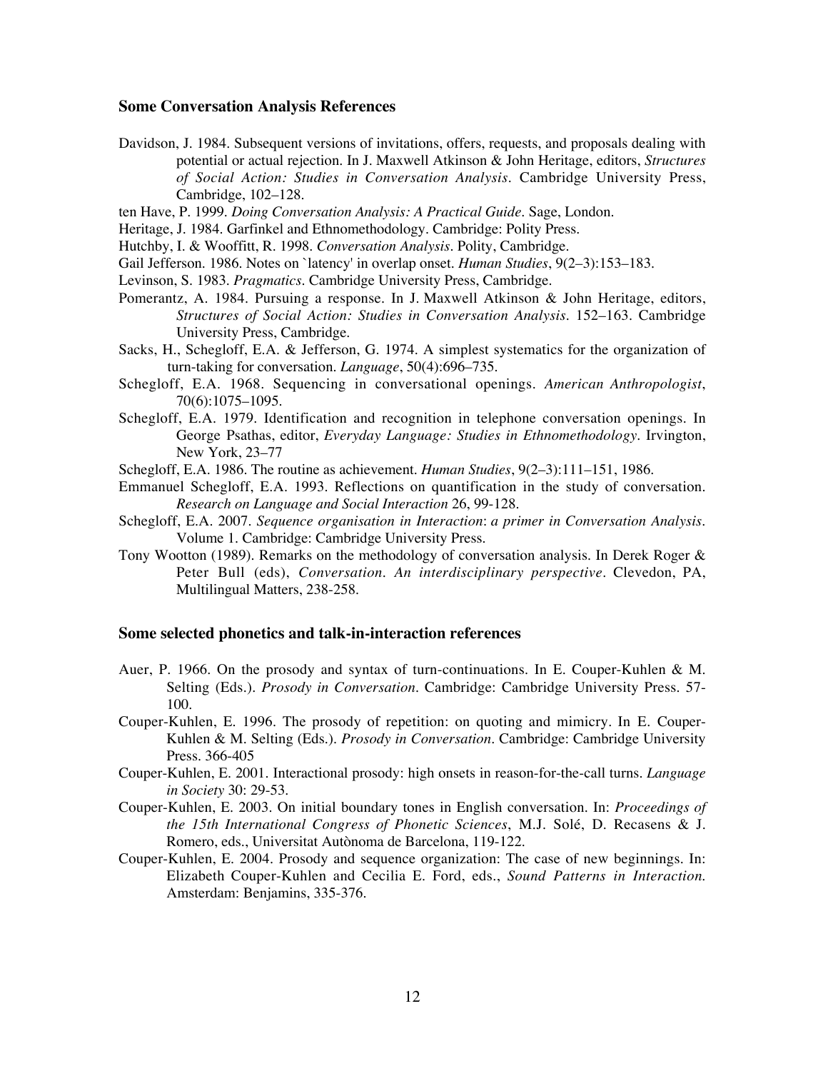### Some Conversation Analysis References

Davidson, J. 1984. Subsequent versions of invitations, offers, requests, and proposals dealing with potential or actual rejection. In J. Maxwell Atkinson & John Heritage, editors, *Structures of Social Action: Studies in Conversation Analysis*. Cambridge University Press, Cambridge, 102–128.

ten Have, P. 1999. *Doing Conversation Analysis: A Practical Guide*. Sage, London.

Heritage, J. 1984. Garfinkel and Ethnomethodology. Cambridge: Polity Press.

Hutchby, I. & Wooffitt, R. 1998. *Conversation Analysis*. Polity, Cambridge.

Gail Jefferson. 1986. Notes on `latency' in overlap onset. *Human Studies*, 9(2–3):153–183.

Levinson, S. 1983. *Pragmatics*. Cambridge University Press, Cambridge.

Pomerantz, A. 1984. Pursuing a response. In J. Maxwell Atkinson & John Heritage, editors, *Structures of Social Action: Studies in Conversation Analysis*. 152–163. Cambridge University Press, Cambridge.

Sacks, H., Schegloff, E.A. & Jefferson, G. 1974. A simplest systematics for the organization of turn-taking for conversation. *Language*, 50(4):696–735.

Schegloff, E.A. 1968. Sequencing in conversational openings. *American Anthropologist*, 70(6):1075–1095.

Schegloff, E.A. 1979. Identification and recognition in telephone conversation openings. In George Psathas, editor, *Everyday Language: Studies in Ethnomethodology*. Irvington, New York, 23–77

Schegloff, E.A. 1986. The routine as achievement. *Human Studies*, 9(2–3):111–151, 1986.

Emmanuel Schegloff, E.A. 1993. Reflections on quantification in the study of conversation. *Research on Language and Social Interaction* 26, 99-128.

Schegloff, E.A. 2007. *Sequence organisation in Interaction: a primer in Conversation Analysis*. Volume 1. Cambridge: Cambridge University Press.

Tony Wootton (1989). Remarks on the methodology of conversation analysis. In Derek Roger & Peter Bull (eds), *Conversation. An interdisciplinary perspective*. Clevedon, PA, Multilingual Matters, 238-258.

### Some selected phonetics and talk-in-interaction references

Auer, P. 1966. On the prosody and syntax of turn-continuations. In E. Couper-Kuhlen & M. Selting (Eds.). *Prosody in Conversation*. Cambridge: Cambridge University Press. 57-100.

Couper-Kuhlen, E. 1996. The prosody of repetition: on quoting and mimicry. In E. Couper-Kuhlen & M. Selting (Eds.). *Prosody in Conversation*. Cambridge: Cambridge University Press. 366-405

Couper-Kuhlen, E. 2001. Interactional prosody: high onsets in reason-for-the-call turns. *Language in Society* 30: 29-53.

Couper-Kuhlen, E. 2003. On initial boundary tones in English conversation. In: *Proceedings of the 15th International Congress of Phonetic Sciences*, M.J. Solé, D. Recasens & J. Romero, eds., Universitat Autònoma de Barcelona, 119-122.

Couper-Kuhlen, E. 2004. Prosody and sequence organization: The case of new beginnings. In: Elizabeth Couper-Kuhlen and Cecilia E. Ford, eds., *Sound Patterns in Interaction.* Amsterdam: Benjamins, 335-376.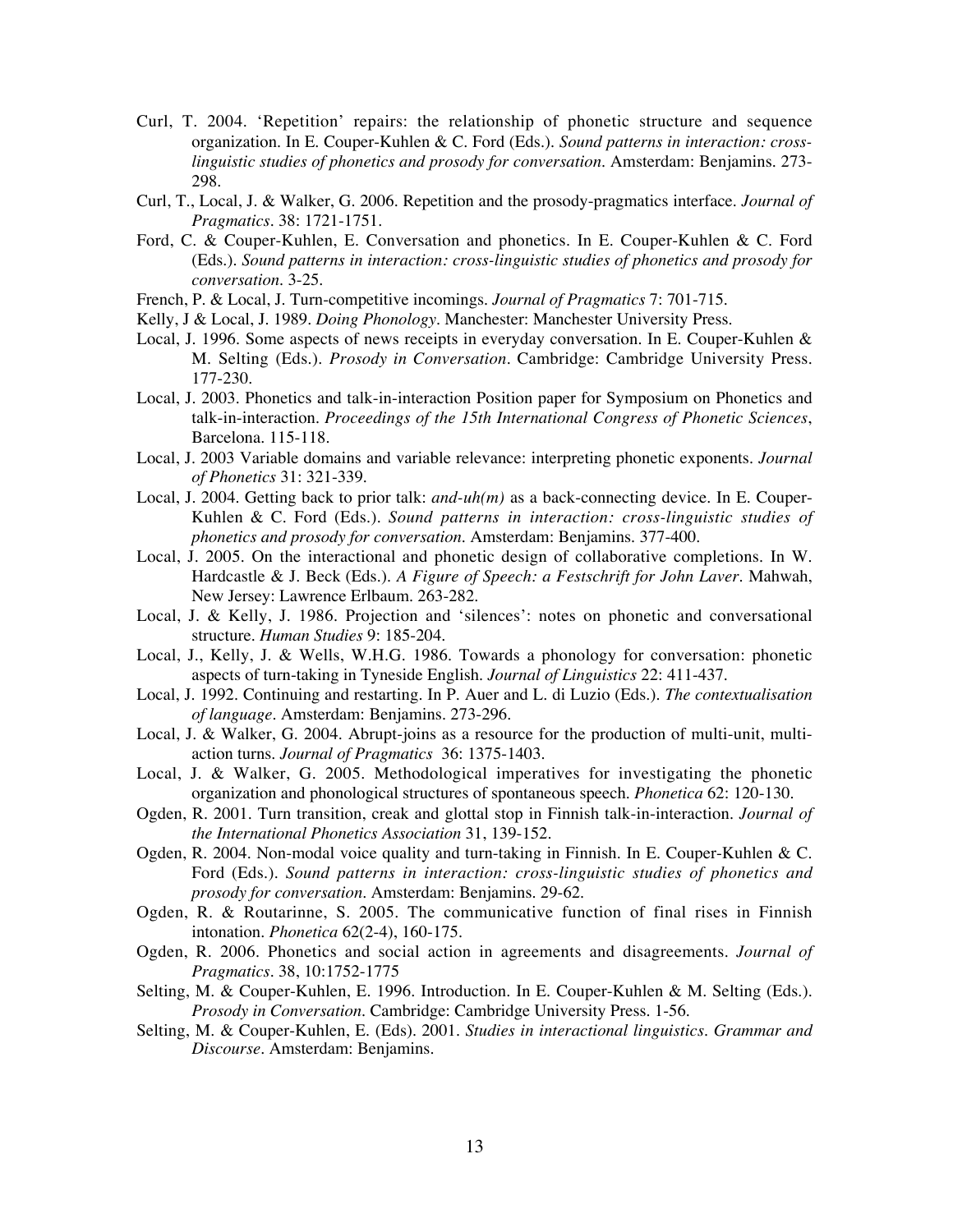Curl, T. 2004. 'Repetition' repairs: the relationship of phonetic structure and sequence organization. In E. Couper-Kuhlen & C. Ford (Eds.). *Sound patterns in interaction: cross-linguistic studies of phonetics and prosody for conversation*. Amsterdam: Benjamins. 273-298.

Curl, T., Local, J. & Walker, G. 2006. Repetition and the prosody-pragmatics interface. *Journal of Pragmatics*. 38: 1721-1751.

Ford, C. & Couper-Kuhlen, E. Conversation and phonetics. In E. Couper-Kuhlen & C. Ford (Eds.). *Sound patterns in interaction: cross-linguistic studies of phonetics and prosody for conversation*. 3-25.

French, P. & Local, J. Turn-competitive incomings. *Journal of Pragmatics* 7: 701-715.

Kelly, J & Local, J. 1989. *Doing Phonology*. Manchester: Manchester University Press.

Local, J. 1996. Some aspects of news receipts in everyday conversation. In E. Couper-Kuhlen & M. Selting (Eds.). *Prosody in Conversation*. Cambridge: Cambridge University Press. 177-230.

Local, J. 2003. Phonetics and talk-in-interaction Position paper for Symposium on Phonetics and talk-in-interaction. *Proceedings of the 15th International Congress of Phonetic Sciences*, Barcelona. 115-118.

Local, J. 2003 Variable domains and variable relevance: interpreting phonetic exponents. *Journal of Phonetics* 31: 321-339.

Local, J. 2004. Getting back to prior talk: *and-uh(m)* as a back-connecting device. In E. Couper-Kuhlen & C. Ford (Eds.). *Sound patterns in interaction: cross-linguistic studies of phonetics and prosody for conversation*. Amsterdam: Benjamins. 377-400.

Local, J. 2005. On the interactional and phonetic design of collaborative completions. In W. Hardcastle & J. Beck (Eds.). *A Figure of Speech: a Festschrift for John Laver*. Mahwah, New Jersey: Lawrence Erlbaum. 263-282.

Local, J. & Kelly, J. 1986. Projection and 'silences': notes on phonetic and conversational structure. *Human Studies* 9: 185-204.

Local, J., Kelly, J. & Wells, W.H.G. 1986. Towards a phonology for conversation: phonetic aspects of turn-taking in Tyneside English. *Journal of Linguistics* 22: 411-437.

Local, J. 1992. Continuing and restarting. In P. Auer and L. di Luzio (Eds.). *The contextualisation of language*. Amsterdam: Benjamins. 273-296.

Local, J. & Walker, G. 2004. Abrupt-joins as a resource for the production of multi-unit, multi-action turns. *Journal of Pragmatics* 36: 1375-1403.

Local, J. & Walker, G. 2005. Methodological imperatives for investigating the phonetic organization and phonological structures of spontaneous speech. *Phonetica* 62: 120-130.

Ogden, R. 2001. Turn transition, creak and glottal stop in Finnish talk-in-interaction. *Journal of the International Phonetics Association* 31, 139-152.

Ogden, R. 2004. Non-modal voice quality and turn-taking in Finnish. In E. Couper-Kuhlen & C. Ford (Eds.). *Sound patterns in interaction: cross-linguistic studies of phonetics and prosody for conversation*. Amsterdam: Benjamins. 29-62.

Ogden, R. & Routarinne, S. 2005. The communicative function of final rises in Finnish intonation. *Phonetica* 62(2-4), 160-175.

Ogden, R. 2006. Phonetics and social action in agreements and disagreements. *Journal of Pragmatics*. 38, 10:1752-1775

Selting, M. & Couper-Kuhlen, E. 1996. Introduction. In E. Couper-Kuhlen & M. Selting (Eds.). *Prosody in Conversation*. Cambridge: Cambridge University Press. 1-56.

Selting, M. & Couper-Kuhlen, E. (Eds) 2001. *Studies in interactional linguistics. Grammar and Discourse*. Amsterdam: Benjamins.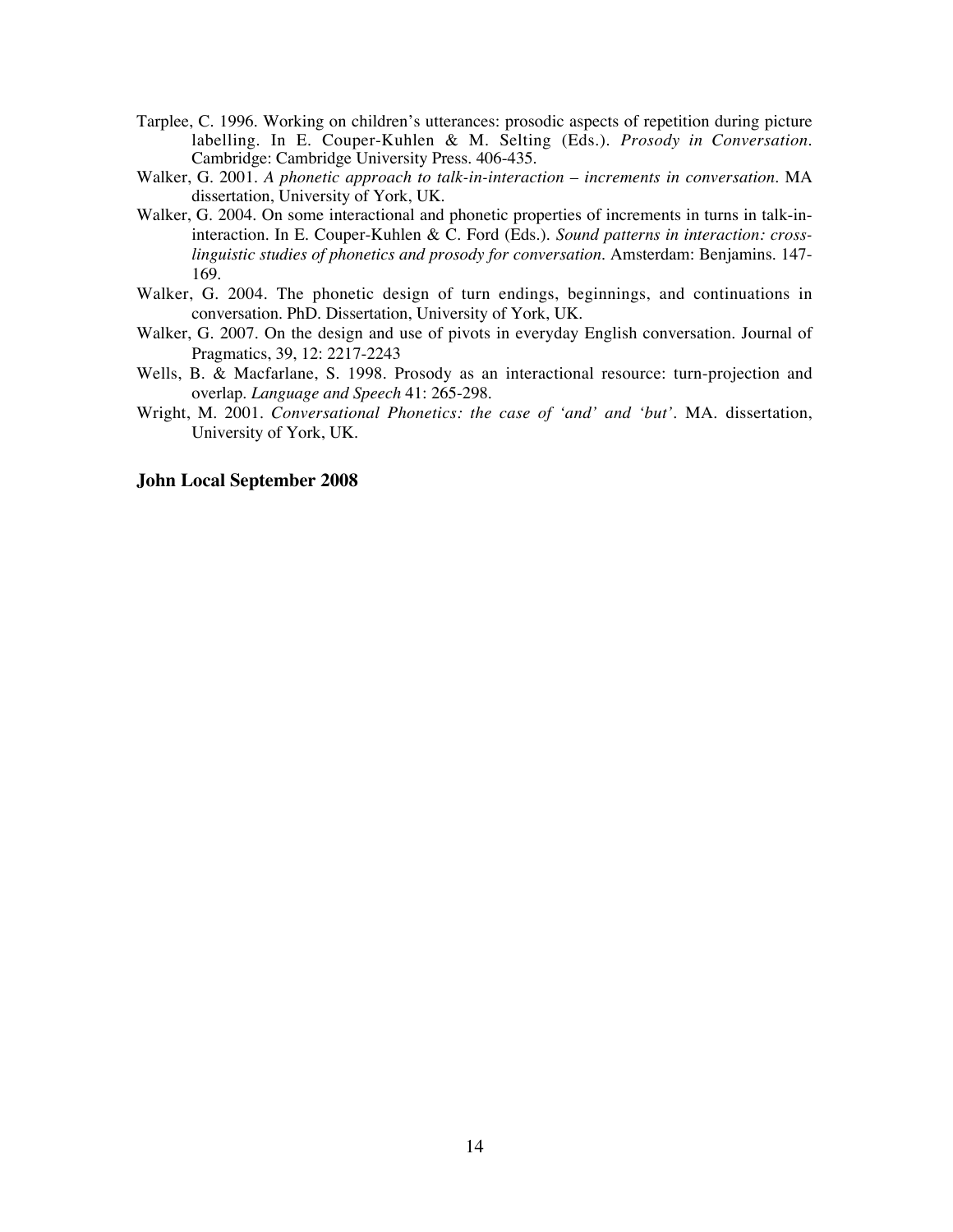Tarplee, C. 1996. Working on children's utterances: prosodic aspects of repetition during picture labelling. In E. Couper-Kuhlen & M. Selting (Eds.). *Prosody in Conversation*. Cambridge: Cambridge University Press. 406-435.

Walker, G. 2001. *A phonetic approach to talk-in-interaction – increments in conversation*. MA dissertation, University of York, UK.

Walker, G. 2004. On some interactional and phonetic properties of increments in turns in talk-in-interaction. In E. Couper-Kuhlen & C. Ford (Eds.). *Sound patterns in interaction: cross-linguistic studies of phonetics and prosody for conversation*. Amsterdam: Benjamins. 147-169.

Walker, G. 2004. The phonetic design of turn endings, beginnings, and continuations in conversation. PhD. Dissertation, University of York, UK.

Walker, G. 2007. On the design and use of pivots in everyday English conversation. Journal of Pragmatics, 39, 12: 2217-2243

Wells, B. & Macfarlane, S. 1998. Prosody as an interactional resource: turn-projection and overlap. *Language and Speech* 41: 265-298.

Wright, M. 2001. *Conversational Phonetics: the case of 'and' and 'but'*. MA. dissertation, University of York, UK.

**John Local September 2008**